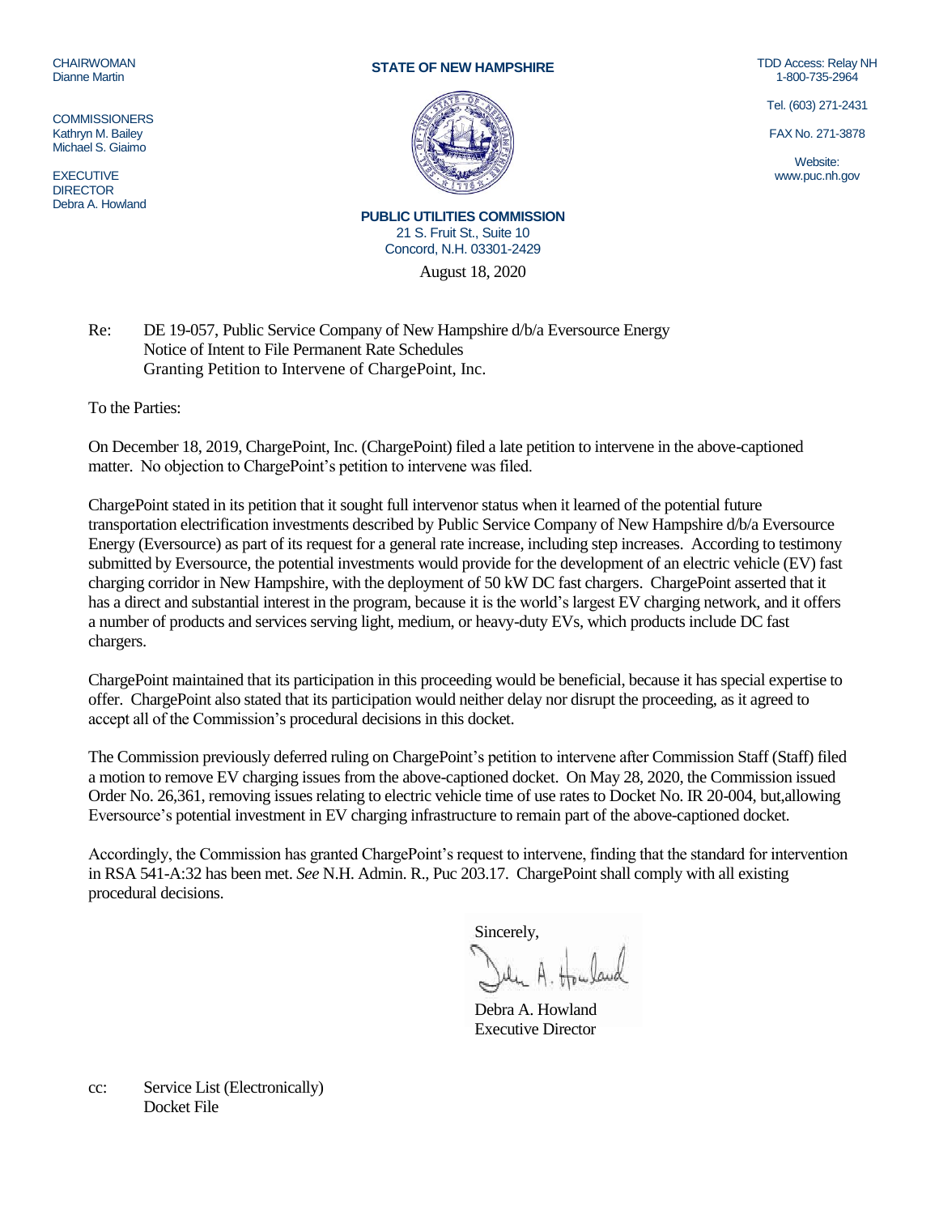CHAIRWOMAN
Dianne Martin

COMMISSIONERS
Kathryn M. Bailey
Michael S. Giaimo

EXECUTIVE DIRECTOR
Debra A. Howland

**STATE OF NEW HAMPSHIRE**

**PUBLIC UTILITIES COMMISSION**
21 S. Fruit St., Suite 10
Concord, N.H. 03301-2429

TDD Access: Relay NH
1-800-735-2964

Tel. (603) 271-2431

FAX No. 271-3878

Website:
www.puc.nh.gov

August 18, 2020

Re: DE 19-057, Public Service Company of New Hampshire d/b/a Eversource Energy
Notice of Intent to File Permanent Rate Schedules
Granting Petition to Intervene of ChargePoint, Inc.

To the Parties:

On December 18, 2019, ChargePoint, Inc. (ChargePoint) filed a late petition to intervene in the above-captioned matter. No objection to ChargePoint's petition to intervene was filed.

ChargePoint stated in its petition that it sought full intervenor status when it learned of the potential future transportation electrification investments described by Public Service Company of New Hampshire d/b/a Eversource Energy (Eversource) as part of its request for a general rate increase, including step increases. According to testimony submitted by Eversource, the potential investments would provide for the development of an electric vehicle (EV) fast charging corridor in New Hampshire, with the deployment of 50 kW DC fast chargers. ChargePoint asserted that it has a direct and substantial interest in the program, because it is the world's largest EV charging network, and it offers a number of products and services serving light, medium, or heavy-duty EVs, which products include DC fast chargers.

ChargePoint maintained that its participation in this proceeding would be beneficial, because it has special expertise to offer. ChargePoint also stated that its participation would neither delay nor disrupt the proceeding, as it agreed to accept all of the Commission's procedural decisions in this docket.

The Commission previously deferred ruling on ChargePoint's petition to intervene after Commission Staff (Staff) filed a motion to remove EV charging issues from the above-captioned docket. On May 28, 2020, the Commission issued Order No. 26,361, removing issues relating to electric vehicle time of use rates to Docket No. IR 20-004, but,allowing Eversource's potential investment in EV charging infrastructure to remain part of the above-captioned docket.

Accordingly, the Commission has granted ChargePoint's request to intervene, finding that the standard for intervention in RSA 541-A:32 has been met. *See* N.H. Admin. R., Puc 203.17. ChargePoint shall comply with all existing procedural decisions.

Sincerely,

Debra A. Howland
Executive Director

cc: Service List (Electronically)
Docket File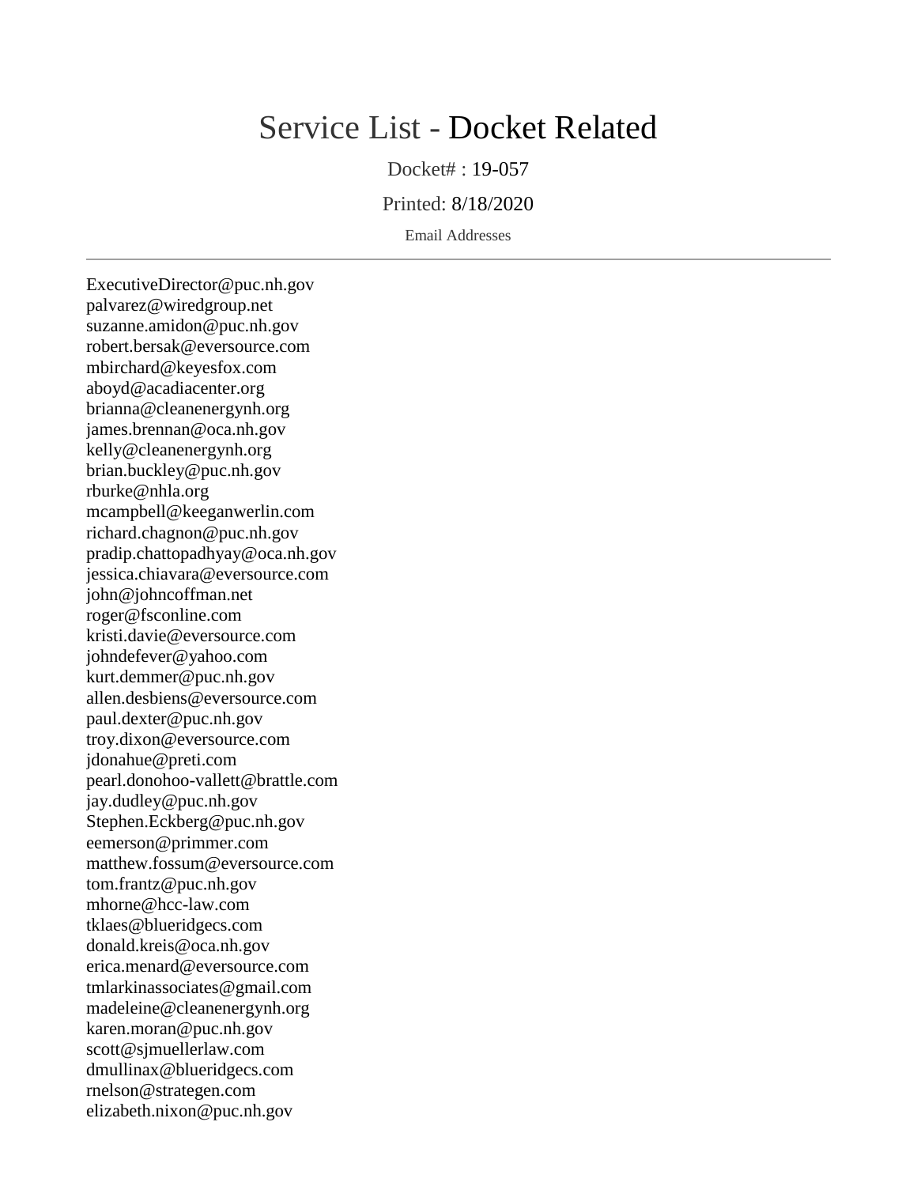# Service List - Docket Related

Docket# : 19-057

Printed: 8/18/2020

Email Addresses

---

ExecutiveDirector@puc.nh.gov
palvarez@wiredgroup.net
suzanne.amidon@puc.nh.gov
robert.bersak@eversource.com
mbirchard@keyesfox.com
aboyd@acadiacenter.org
brianna@cleanenergynh.org
james.brennan@oca.nh.gov
kelly@cleanenergynh.org
brian.buckley@puc.nh.gov
rburke@nhla.org
mcampbell@keeganwerlin.com
richard.chagnon@puc.nh.gov
pradip.chattopadhyay@oca.nh.gov
jessica.chiavara@eversource.com
john@johncoffman.net
roger@fsconline.com
kristi.davie@eversource.com
johndefever@yahoo.com
kurt.demmer@puc.nh.gov
allen.desbiens@eversource.com
paul.dexter@puc.nh.gov
troy.dixon@eversource.com
jdonahue@preti.com
pearl.donohoo-vallett@brattle.com
jay.dudley@puc.nh.gov
Stephen.Eckberg@puc.nh.gov
eemerson@primmer.com
matthew.fossum@eversource.com
tom.frantz@puc.nh.gov
mhorne@hcc-law.com
tklaes@blueridgecs.com
donald.kreis@oca.nh.gov
erica.menard@eversource.com
tmlarkinassociates@gmail.com
madeleine@cleanenergynh.org
karen.moran@puc.nh.gov
scott@sjmuellerlaw.com
dmullinax@blueridgecs.com
rnelson@strategen.com
elizabeth.nixon@puc.nh.gov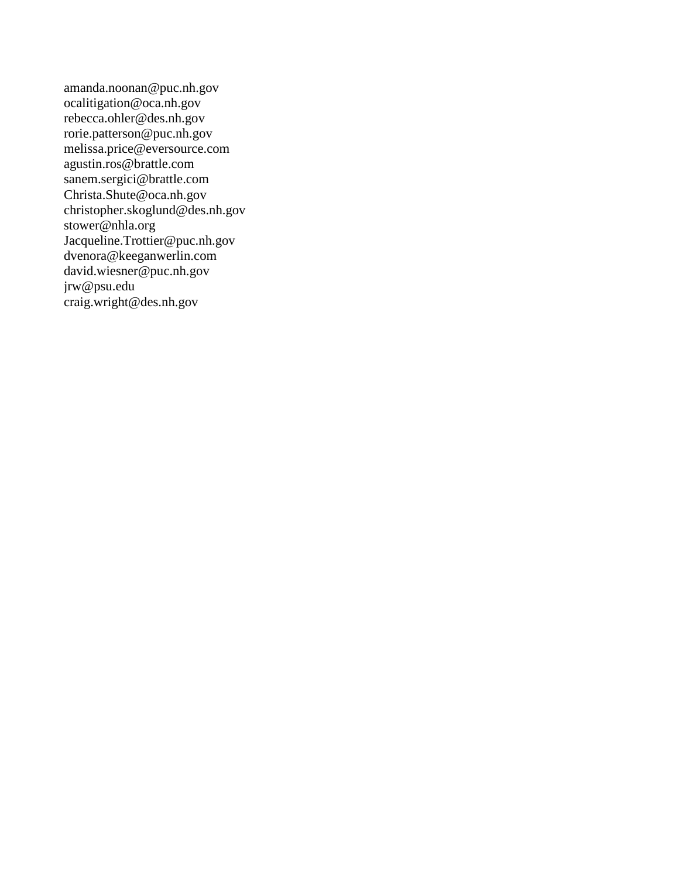amanda.noonan@puc.nh.gov
ocalitigation@oca.nh.gov
rebecca.ohler@des.nh.gov
rorie.patterson@puc.nh.gov
melissa.price@eversource.com
agustin.ros@brattle.com
sanem.sergici@brattle.com
Christa.Shute@oca.nh.gov
christopher.skoglund@des.nh.gov
stower@nhla.org
Jacqueline.Trottier@puc.nh.gov
dvenora@keeganwerlin.com
david.wiesner@puc.nh.gov
jrw@psu.edu
craig.wright@des.nh.gov